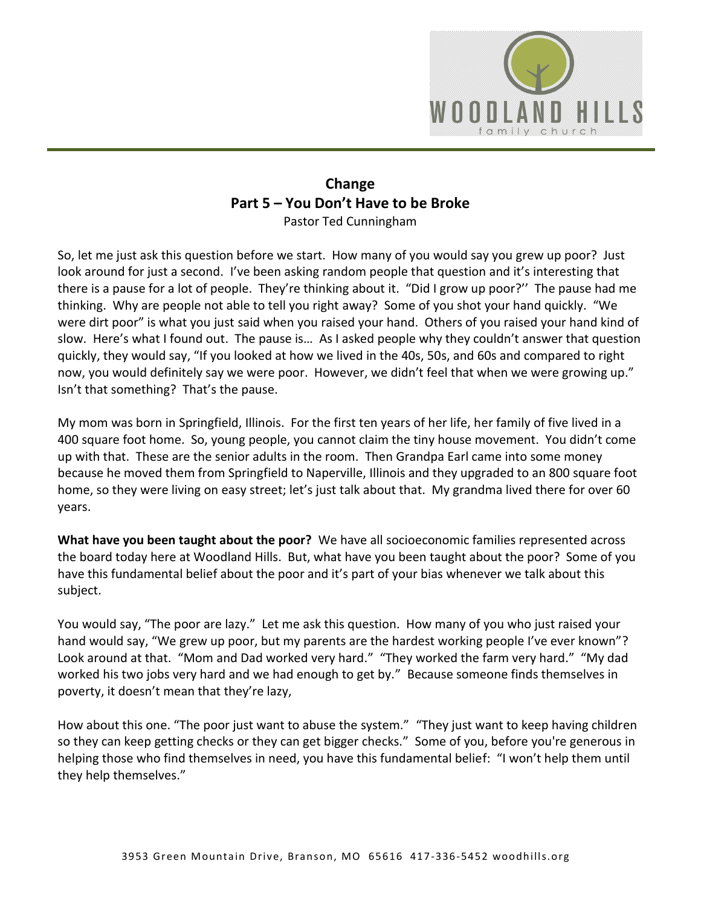# Change

## Part 5 – You Don't Have to be Broke

Pastor Ted Cunningham

So, let me just ask this question before we start. How many of you would say you grew up poor? Just look around for just a second. I've been asking random people that question and it's interesting that there is a pause for a lot of people. They're thinking about it. "Did I grow up poor?'' The pause had me thinking. Why are people not able to tell you right away? Some of you shot your hand quickly. "We were dirt poor" is what you just said when you raised your hand. Others of you raised your hand kind of slow. Here's what I found out. The pause is… As I asked people why they couldn't answer that question quickly, they would say, "If you looked at how we lived in the 40s, 50s, and 60s and compared to right now, you would definitely say we were poor. However, we didn't feel that when we were growing up." Isn't that something? That's the pause.

My mom was born in Springfield, Illinois. For the first ten years of her life, her family of five lived in a 400 square foot home. So, young people, you cannot claim the tiny house movement. You didn't come up with that. These are the senior adults in the room. Then Grandpa Earl came into some money because he moved them from Springfield to Naperville, Illinois and they upgraded to an 800 square foot home, so they were living on easy street; let's just talk about that. My grandma lived there for over 60 years.

**What have you been taught about the poor?** We have all socioeconomic families represented across the board today here at Woodland Hills. But, what have you been taught about the poor? Some of you have this fundamental belief about the poor and it's part of your bias whenever we talk about this subject.

You would say, "The poor are lazy." Let me ask this question. How many of you who just raised your hand would say, "We grew up poor, but my parents are the hardest working people I've ever known"? Look around at that. "Mom and Dad worked very hard." "They worked the farm very hard." "My dad worked his two jobs very hard and we had enough to get by." Because someone finds themselves in poverty, it doesn't mean that they're lazy,

How about this one. "The poor just want to abuse the system." "They just want to keep having children so they can keep getting checks or they can get bigger checks." Some of you, before you're generous in helping those who find themselves in need, you have this fundamental belief: "I won't help them until they help themselves."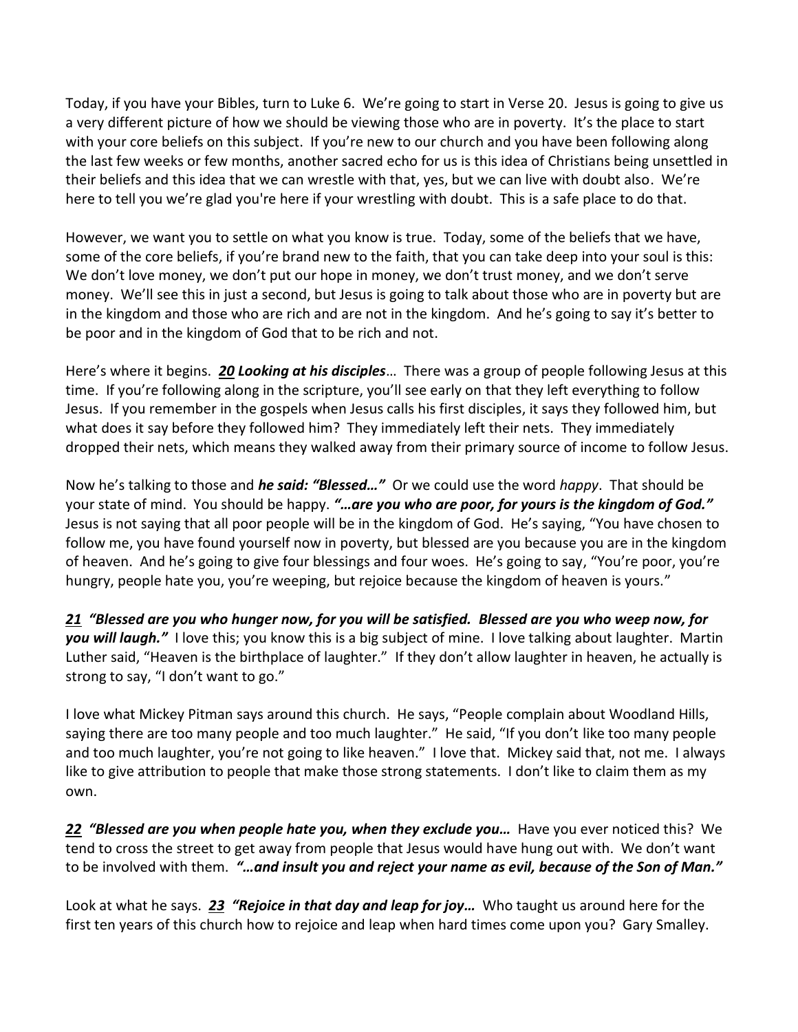Today, if you have your Bibles, turn to Luke 6. We're going to start in Verse 20. Jesus is going to give us a very different picture of how we should be viewing those who are in poverty. It's the place to start with your core beliefs on this subject. If you're new to our church and you have been following along the last few weeks or few months, another sacred echo for us is this idea of Christians being unsettled in their beliefs and this idea that we can wrestle with that, yes, but we can live with doubt also. We're here to tell you we're glad you're here if your wrestling with doubt. This is a safe place to do that.

However, we want you to settle on what you know is true. Today, some of the beliefs that we have, some of the core beliefs, if you're brand new to the faith, that you can take deep into your soul is this: We don't love money, we don't put our hope in money, we don't trust money, and we don't serve money. We'll see this in just a second, but Jesus is going to talk about those who are in poverty but are in the kingdom and those who are rich and are not in the kingdom. And he's going to say it's better to be poor and in the kingdom of God that to be rich and not.

Here's where it begins. ***<u>20</u> Looking at his disciples***… There was a group of people following Jesus at this time. If you're following along in the scripture, you'll see early on that they left everything to follow Jesus. If you remember in the gospels when Jesus calls his first disciples, it says they followed him, but what does it say before they followed him? They immediately left their nets. They immediately dropped their nets, which means they walked away from their primary source of income to follow Jesus.

Now he's talking to those and ***he said: "Blessed…"*** Or we could use the word *happy*. That should be your state of mind. You should be happy. ***"…are you who are poor, for yours is the kingdom of God."*** Jesus is not saying that all poor people will be in the kingdom of God. He's saying, "You have chosen to follow me, you have found yourself now in poverty, but blessed are you because you are in the kingdom of heaven. And he's going to give four blessings and four woes. He's going to say, "You're poor, you're hungry, people hate you, you're weeping, but rejoice because the kingdom of heaven is yours."

***<u>21</u> "Blessed are you who hunger now, for you will be satisfied. Blessed are you who weep now, for you will laugh."*** I love this; you know this is a big subject of mine. I love talking about laughter. Martin Luther said, "Heaven is the birthplace of laughter." If they don't allow laughter in heaven, he actually is strong to say, "I don't want to go."

I love what Mickey Pitman says around this church. He says, "People complain about Woodland Hills, saying there are too many people and too much laughter." He said, "If you don't like too many people and too much laughter, you're not going to like heaven." I love that. Mickey said that, not me. I always like to give attribution to people that make those strong statements. I don't like to claim them as my own.

***<u>22</u> "Blessed are you when people hate you, when they exclude you…*** Have you ever noticed this? We tend to cross the street to get away from people that Jesus would have hung out with. We don't want to be involved with them. ***"…and insult you and reject your name as evil, because of the Son of Man."***

Look at what he says. ***<u>23</u> "Rejoice in that day and leap for joy…*** Who taught us around here for the first ten years of this church how to rejoice and leap when hard times come upon you? Gary Smalley.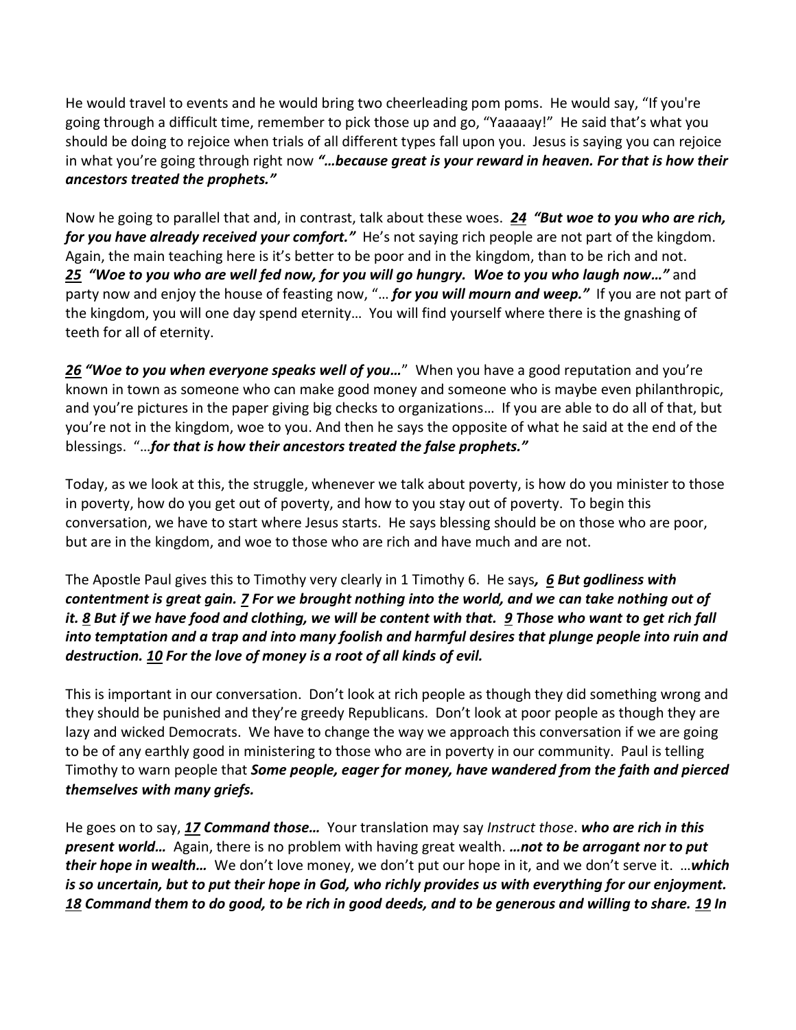He would travel to events and he would bring two cheerleading pom poms. He would say, "If you're going through a difficult time, remember to pick those up and go, "Yaaaaay!" He said that's what you should be doing to rejoice when trials of all different types fall upon you. Jesus is saying you can rejoice in what you're going through right now ***"…because great is your reward in heaven. For that is how their ancestors treated the prophets."***

Now he going to parallel that and, in contrast, talk about these woes. ***24 "But woe to you who are rich, for you have already received your comfort."*** He's not saying rich people are not part of the kingdom. Again, the main teaching here is it's better to be poor and in the kingdom, than to be rich and not. ***25 "Woe to you who are well fed now, for you will go hungry. Woe to you who laugh now…"*** and party now and enjoy the house of feasting now, "… ***for you will mourn and weep."*** If you are not part of the kingdom, you will one day spend eternity… You will find yourself where there is the gnashing of teeth for all of eternity.

***26 "Woe to you when everyone speaks well of you…"*** When you have a good reputation and you're known in town as someone who can make good money and someone who is maybe even philanthropic, and you're pictures in the paper giving big checks to organizations… If you are able to do all of that, but you're not in the kingdom, woe to you. And then he says the opposite of what he said at the end of the blessings. "…***for that is how their ancestors treated the false prophets."***

Today, as we look at this, the struggle, whenever we talk about poverty, is how do you minister to those in poverty, how do you get out of poverty, and how to you stay out of poverty. To begin this conversation, we have to start where Jesus starts. He says blessing should be on those who are poor, but are in the kingdom, and woe to those who are rich and have much and are not.

The Apostle Paul gives this to Timothy very clearly in 1 Timothy 6. He says***, 6 But godliness with contentment is great gain. 7 For we brought nothing into the world, and we can take nothing out of it. 8 But if we have food and clothing, we will be content with that. 9 Those who want to get rich fall into temptation and a trap and into many foolish and harmful desires that plunge people into ruin and destruction. 10 For the love of money is a root of all kinds of evil.***

This is important in our conversation. Don't look at rich people as though they did something wrong and they should be punished and they're greedy Republicans. Don't look at poor people as though they are lazy and wicked Democrats. We have to change the way we approach this conversation if we are going to be of any earthly good in ministering to those who are in poverty in our community. Paul is telling Timothy to warn people that ***Some people, eager for money, have wandered from the faith and pierced themselves with many griefs.***

He goes on to say, ***17 Command those…*** Your translation may say *Instruct those*. ***who are rich in this present world…*** Again, there is no problem with having great wealth. ***…not to be arrogant nor to put their hope in wealth…*** We don't love money, we don't put our hope in it, and we don't serve it. …***which is so uncertain, but to put their hope in God, who richly provides us with everything for our enjoyment. 18 Command them to do good, to be rich in good deeds, and to be generous and willing to share. 19 In***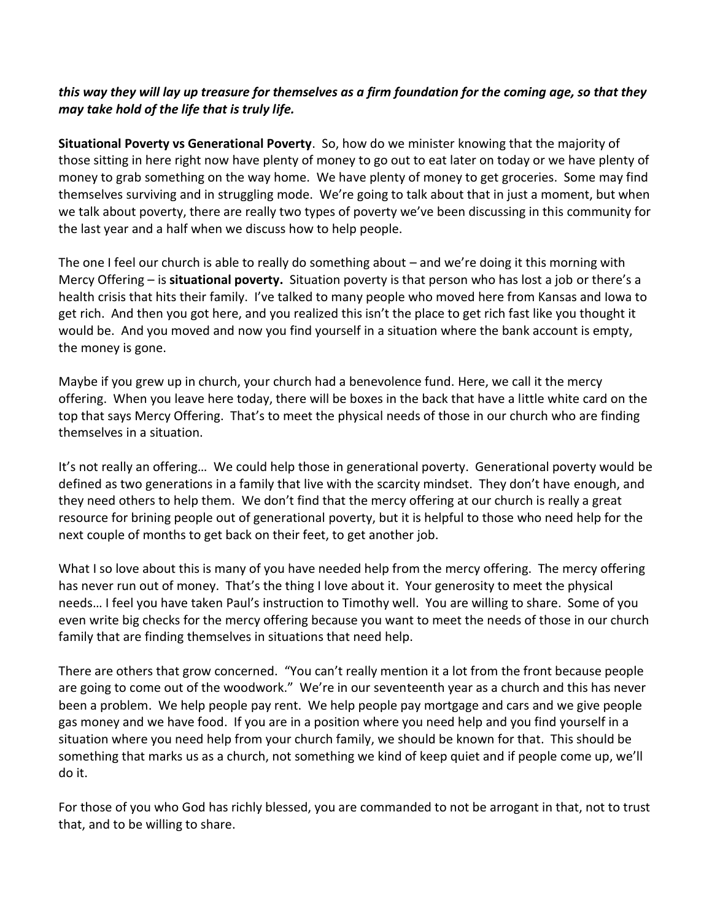***this way they will lay up treasure for themselves as a firm foundation for the coming age, so that they may take hold of the life that is truly life.***

**Situational Poverty vs Generational Poverty**. So, how do we minister knowing that the majority of those sitting in here right now have plenty of money to go out to eat later on today or we have plenty of money to grab something on the way home. We have plenty of money to get groceries. Some may find themselves surviving and in struggling mode. We're going to talk about that in just a moment, but when we talk about poverty, there are really two types of poverty we've been discussing in this community for the last year and a half when we discuss how to help people.

The one I feel our church is able to really do something about – and we're doing it this morning with Mercy Offering – is **situational poverty.** Situation poverty is that person who has lost a job or there's a health crisis that hits their family. I've talked to many people who moved here from Kansas and Iowa to get rich. And then you got here, and you realized this isn't the place to get rich fast like you thought it would be. And you moved and now you find yourself in a situation where the bank account is empty, the money is gone.

Maybe if you grew up in church, your church had a benevolence fund. Here, we call it the mercy offering. When you leave here today, there will be boxes in the back that have a little white card on the top that says Mercy Offering. That's to meet the physical needs of those in our church who are finding themselves in a situation.

It's not really an offering… We could help those in generational poverty. Generational poverty would be defined as two generations in a family that live with the scarcity mindset. They don't have enough, and they need others to help them. We don't find that the mercy offering at our church is really a great resource for brining people out of generational poverty, but it is helpful to those who need help for the next couple of months to get back on their feet, to get another job.

What I so love about this is many of you have needed help from the mercy offering. The mercy offering has never run out of money. That's the thing I love about it. Your generosity to meet the physical needs… I feel you have taken Paul's instruction to Timothy well. You are willing to share. Some of you even write big checks for the mercy offering because you want to meet the needs of those in our church family that are finding themselves in situations that need help.

There are others that grow concerned. "You can't really mention it a lot from the front because people are going to come out of the woodwork." We're in our seventeenth year as a church and this has never been a problem. We help people pay rent. We help people pay mortgage and cars and we give people gas money and we have food. If you are in a position where you need help and you find yourself in a situation where you need help from your church family, we should be known for that. This should be something that marks us as a church, not something we kind of keep quiet and if people come up, we'll do it.

For those of you who God has richly blessed, you are commanded to not be arrogant in that, not to trust that, and to be willing to share.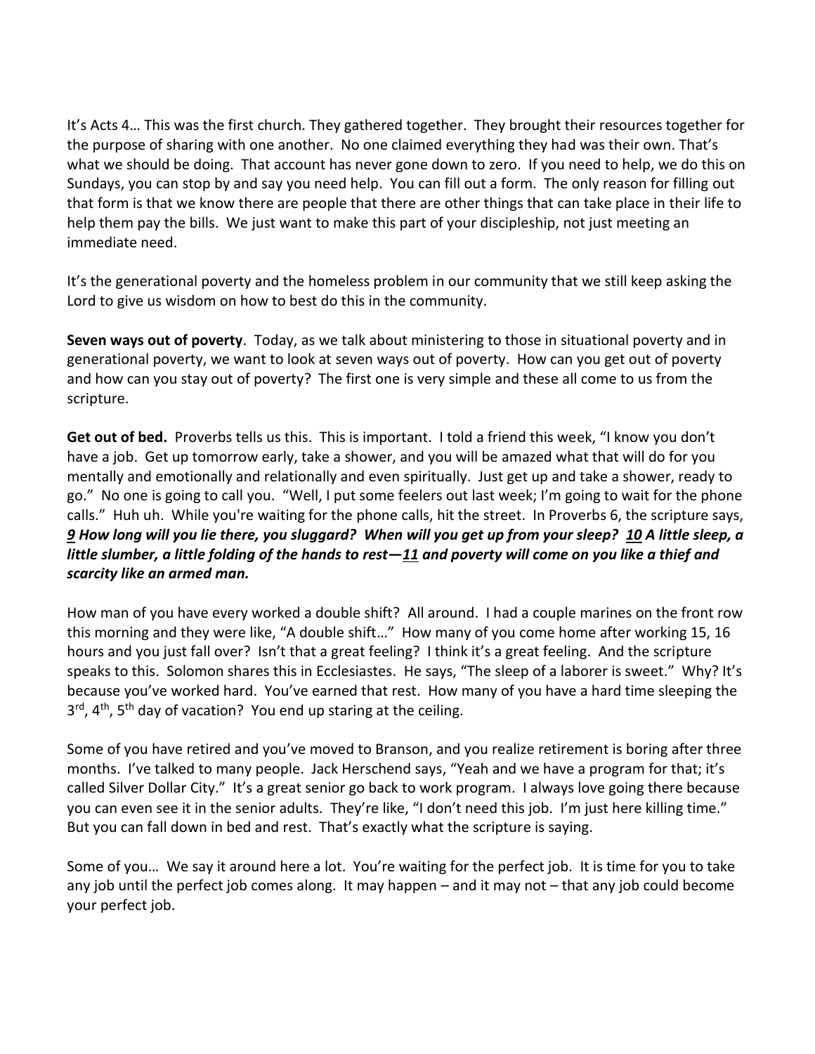It's Acts 4… This was the first church. They gathered together. They brought their resources together for the purpose of sharing with one another. No one claimed everything they had was their own. That's what we should be doing. That account has never gone down to zero. If you need to help, we do this on Sundays, you can stop by and say you need help. You can fill out a form. The only reason for filling out that form is that we know there are people that there are other things that can take place in their life to help them pay the bills. We just want to make this part of your discipleship, not just meeting an immediate need.

It's the generational poverty and the homeless problem in our community that we still keep asking the Lord to give us wisdom on how to best do this in the community.

**Seven ways out of poverty**. Today, as we talk about ministering to those in situational poverty and in generational poverty, we want to look at seven ways out of poverty. How can you get out of poverty and how can you stay out of poverty? The first one is very simple and these all come to us from the scripture.

**Get out of bed.** Proverbs tells us this. This is important. I told a friend this week, "I know you don't have a job. Get up tomorrow early, take a shower, and you will be amazed what that will do for you mentally and emotionally and relationally and even spiritually. Just get up and take a shower, ready to go." No one is going to call you. "Well, I put some feelers out last week; I'm going to wait for the phone calls." Huh uh. While you're waiting for the phone calls, hit the street. In Proverbs 6, the scripture says, ***9 How long will you lie there, you sluggard? When will you get up from your sleep? 10 A little sleep, a little slumber, a little folding of the hands to rest—11 and poverty will come on you like a thief and scarcity like an armed man.***

How man of you have every worked a double shift? All around. I had a couple marines on the front row this morning and they were like, "A double shift…" How many of you come home after working 15, 16 hours and you just fall over? Isn't that a great feeling? I think it's a great feeling. And the scripture speaks to this. Solomon shares this in Ecclesiastes. He says, "The sleep of a laborer is sweet." Why? It's because you've worked hard. You've earned that rest. How many of you have a hard time sleeping the 3rd, 4th, 5th day of vacation? You end up staring at the ceiling.

Some of you have retired and you've moved to Branson, and you realize retirement is boring after three months. I've talked to many people. Jack Herschend says, "Yeah and we have a program for that; it's called Silver Dollar City." It's a great senior go back to work program. I always love going there because you can even see it in the senior adults. They're like, "I don't need this job. I'm just here killing time." But you can fall down in bed and rest. That's exactly what the scripture is saying.

Some of you… We say it around here a lot. You're waiting for the perfect job. It is time for you to take any job until the perfect job comes along. It may happen – and it may not – that any job could become your perfect job.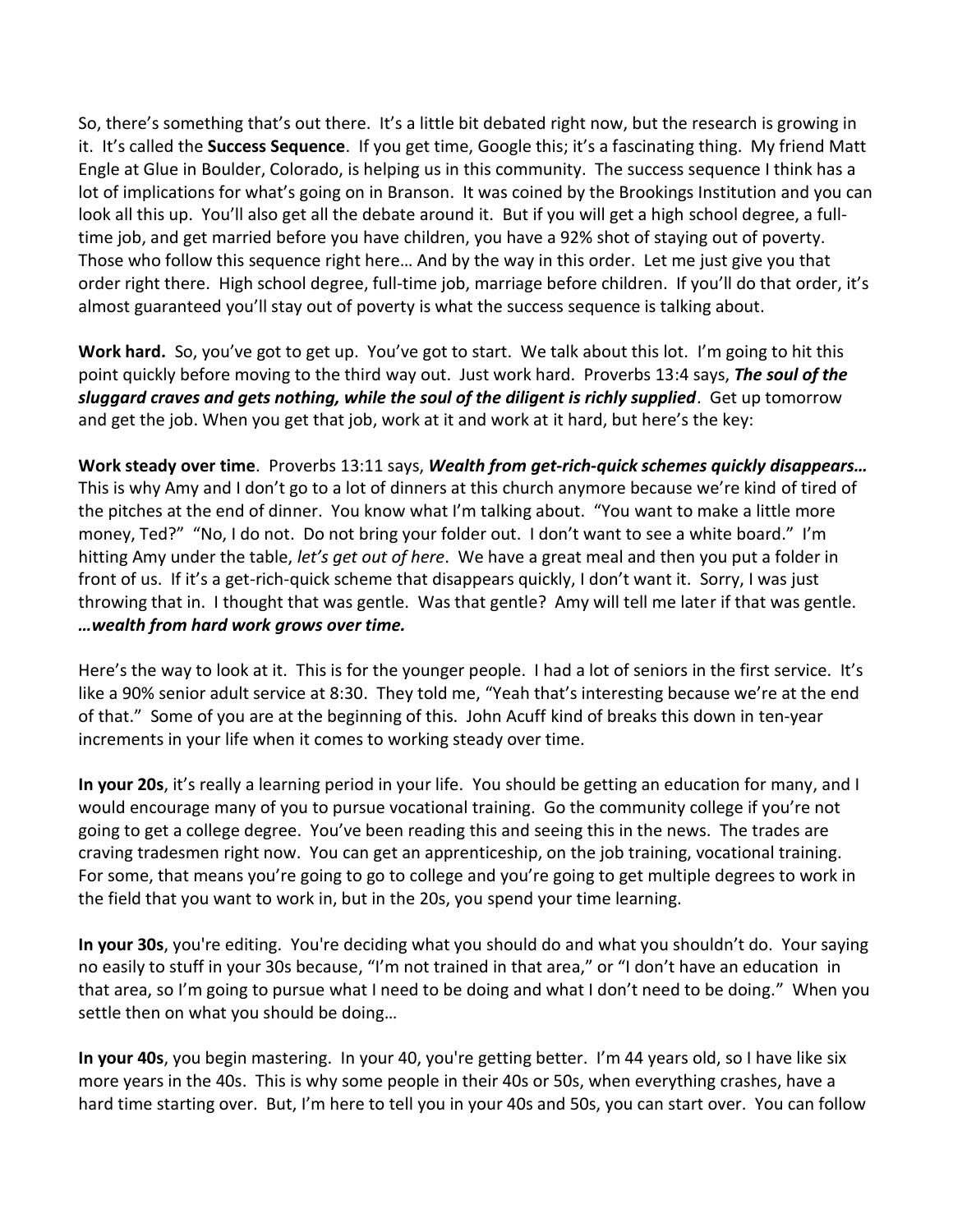So, there's something that's out there. It's a little bit debated right now, but the research is growing in it. It's called the **Success Sequence**. If you get time, Google this; it's a fascinating thing. My friend Matt Engle at Glue in Boulder, Colorado, is helping us in this community. The success sequence I think has a lot of implications for what's going on in Branson. It was coined by the Brookings Institution and you can look all this up. You'll also get all the debate around it. But if you will get a high school degree, a full-time job, and get married before you have children, you have a 92% shot of staying out of poverty. Those who follow this sequence right here… And by the way in this order. Let me just give you that order right there. High school degree, full-time job, marriage before children. If you'll do that order, it's almost guaranteed you'll stay out of poverty is what the success sequence is talking about.

**Work hard.** So, you've got to get up. You've got to start. We talk about this lot. I'm going to hit this point quickly before moving to the third way out. Just work hard. Proverbs 13:4 says, ***The soul of the sluggard craves and gets nothing, while the soul of the diligent is richly supplied***. Get up tomorrow and get the job. When you get that job, work at it and work at it hard, but here's the key:

**Work steady over time**. Proverbs 13:11 says, ***Wealth from get-rich-quick schemes quickly disappears…*** This is why Amy and I don't go to a lot of dinners at this church anymore because we're kind of tired of the pitches at the end of dinner. You know what I'm talking about. "You want to make a little more money, Ted?" "No, I do not. Do not bring your folder out. I don't want to see a white board." I'm hitting Amy under the table, *let's get out of here*. We have a great meal and then you put a folder in front of us. If it's a get-rich-quick scheme that disappears quickly, I don't want it. Sorry, I was just throwing that in. I thought that was gentle. Was that gentle? Amy will tell me later if that was gentle. ***…wealth from hard work grows over time.***

Here's the way to look at it. This is for the younger people. I had a lot of seniors in the first service. It's like a 90% senior adult service at 8:30. They told me, "Yeah that's interesting because we're at the end of that." Some of you are at the beginning of this. John Acuff kind of breaks this down in ten-year increments in your life when it comes to working steady over time.

**In your 20s**, it's really a learning period in your life. You should be getting an education for many, and I would encourage many of you to pursue vocational training. Go the community college if you're not going to get a college degree. You've been reading this and seeing this in the news. The trades are craving tradesmen right now. You can get an apprenticeship, on the job training, vocational training. For some, that means you're going to go to college and you're going to get multiple degrees to work in the field that you want to work in, but in the 20s, you spend your time learning.

**In your 30s**, you're editing. You're deciding what you should do and what you shouldn't do. Your saying no easily to stuff in your 30s because, "I'm not trained in that area," or "I don't have an education in that area, so I'm going to pursue what I need to be doing and what I don't need to be doing." When you settle then on what you should be doing…

**In your 40s**, you begin mastering. In your 40, you're getting better. I'm 44 years old, so I have like six more years in the 40s. This is why some people in their 40s or 50s, when everything crashes, have a hard time starting over. But, I'm here to tell you in your 40s and 50s, you can start over. You can follow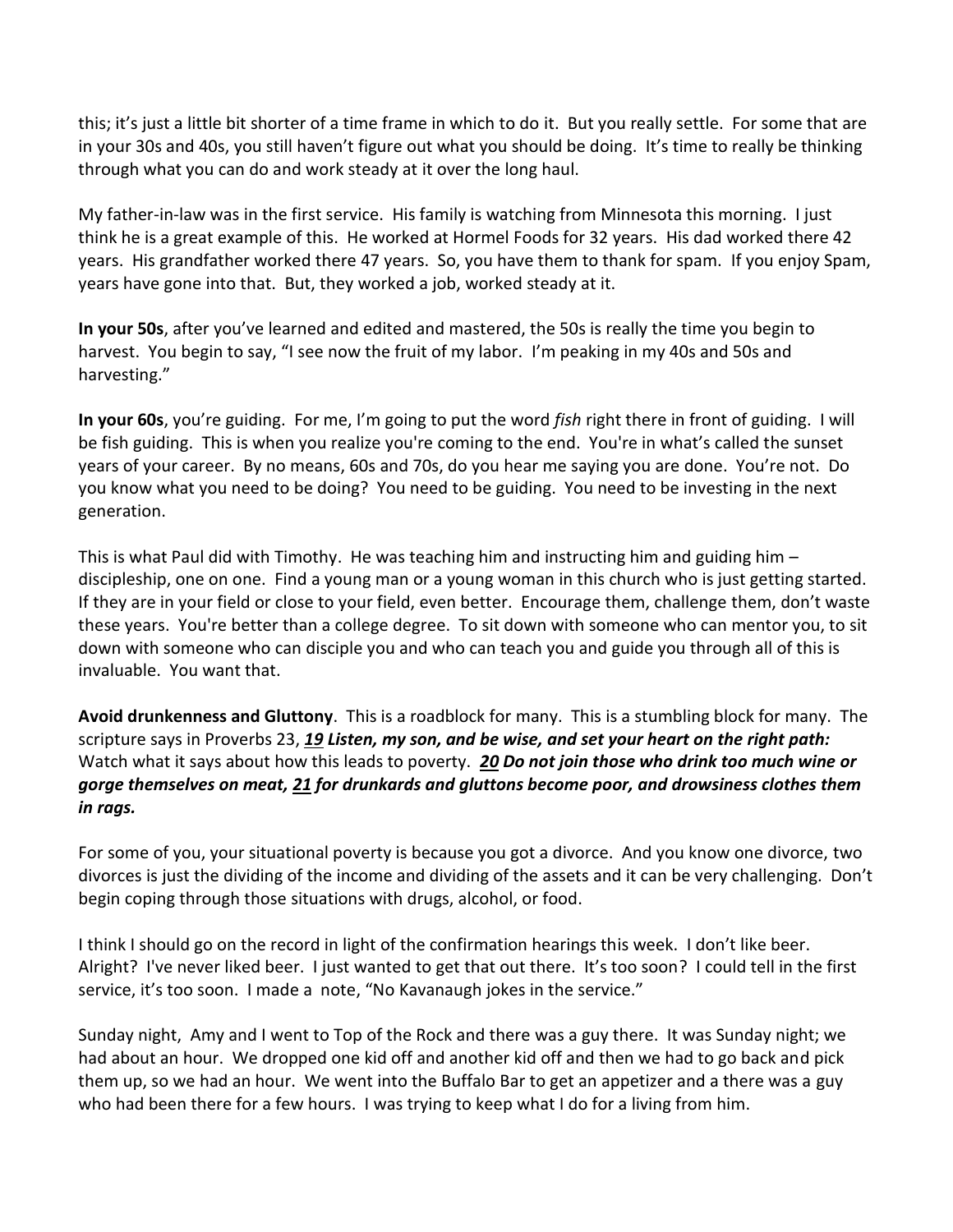this; it's just a little bit shorter of a time frame in which to do it. But you really settle. For some that are in your 30s and 40s, you still haven't figure out what you should be doing. It's time to really be thinking through what you can do and work steady at it over the long haul.

My father-in-law was in the first service. His family is watching from Minnesota this morning. I just think he is a great example of this. He worked at Hormel Foods for 32 years. His dad worked there 42 years. His grandfather worked there 47 years. So, you have them to thank for spam. If you enjoy Spam, years have gone into that. But, they worked a job, worked steady at it.

**In your 50s**, after you've learned and edited and mastered, the 50s is really the time you begin to harvest. You begin to say, "I see now the fruit of my labor. I'm peaking in my 40s and 50s and harvesting."

**In your 60s**, you're guiding. For me, I'm going to put the word *fish* right there in front of guiding. I will be fish guiding. This is when you realize you're coming to the end. You're in what's called the sunset years of your career. By no means, 60s and 70s, do you hear me saying you are done. You're not. Do you know what you need to be doing? You need to be guiding. You need to be investing in the next generation.

This is what Paul did with Timothy. He was teaching him and instructing him and guiding him – discipleship, one on one. Find a young man or a young woman in this church who is just getting started. If they are in your field or close to your field, even better. Encourage them, challenge them, don't waste these years. You're better than a college degree. To sit down with someone who can mentor you, to sit down with someone who can disciple you and who can teach you and guide you through all of this is invaluable. You want that.

**Avoid drunkenness and Gluttony**. This is a roadblock for many. This is a stumbling block for many. The scripture says in Proverbs 23, ***19 Listen, my son, and be wise, and set your heart on the right path:*** Watch what it says about how this leads to poverty. ***20 Do not join those who drink too much wine or gorge themselves on meat, 21 for drunkards and gluttons become poor, and drowsiness clothes them in rags.***

For some of you, your situational poverty is because you got a divorce. And you know one divorce, two divorces is just the dividing of the income and dividing of the assets and it can be very challenging. Don't begin coping through those situations with drugs, alcohol, or food.

I think I should go on the record in light of the confirmation hearings this week. I don't like beer. Alright? I've never liked beer. I just wanted to get that out there. It's too soon? I could tell in the first service, it's too soon. I made a note, "No Kavanaugh jokes in the service."

Sunday night, Amy and I went to Top of the Rock and there was a guy there. It was Sunday night; we had about an hour. We dropped one kid off and another kid off and then we had to go back and pick them up, so we had an hour. We went into the Buffalo Bar to get an appetizer and a there was a guy who had been there for a few hours. I was trying to keep what I do for a living from him.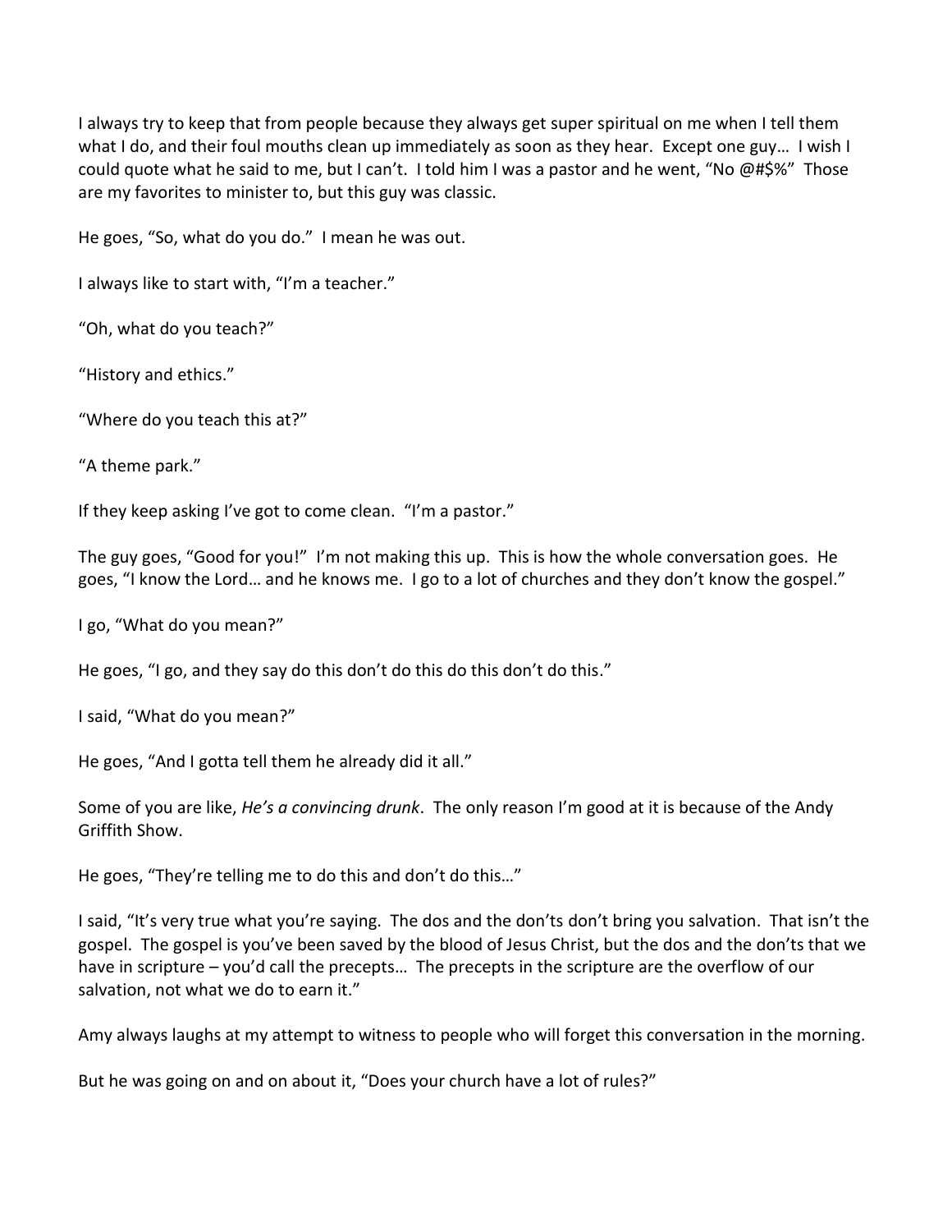I always try to keep that from people because they always get super spiritual on me when I tell them what I do, and their foul mouths clean up immediately as soon as they hear. Except one guy… I wish I could quote what he said to me, but I can't. I told him I was a pastor and he went, "No @#$%" Those are my favorites to minister to, but this guy was classic.

He goes, "So, what do you do." I mean he was out.

I always like to start with, "I'm a teacher."

"Oh, what do you teach?"

"History and ethics."

"Where do you teach this at?"

"A theme park."

If they keep asking I've got to come clean. "I'm a pastor."

The guy goes, "Good for you!" I'm not making this up. This is how the whole conversation goes. He goes, "I know the Lord… and he knows me. I go to a lot of churches and they don't know the gospel."

I go, "What do you mean?"

He goes, "I go, and they say do this don't do this do this don't do this."

I said, "What do you mean?"

He goes, "And I gotta tell them he already did it all."

Some of you are like, *He's a convincing drunk*. The only reason I'm good at it is because of the Andy Griffith Show.

He goes, "They're telling me to do this and don't do this…"

I said, "It's very true what you're saying. The dos and the don'ts don't bring you salvation. That isn't the gospel. The gospel is you've been saved by the blood of Jesus Christ, but the dos and the don'ts that we have in scripture – you'd call the precepts… The precepts in the scripture are the overflow of our salvation, not what we do to earn it."

Amy always laughs at my attempt to witness to people who will forget this conversation in the morning.

But he was going on and on about it, "Does your church have a lot of rules?"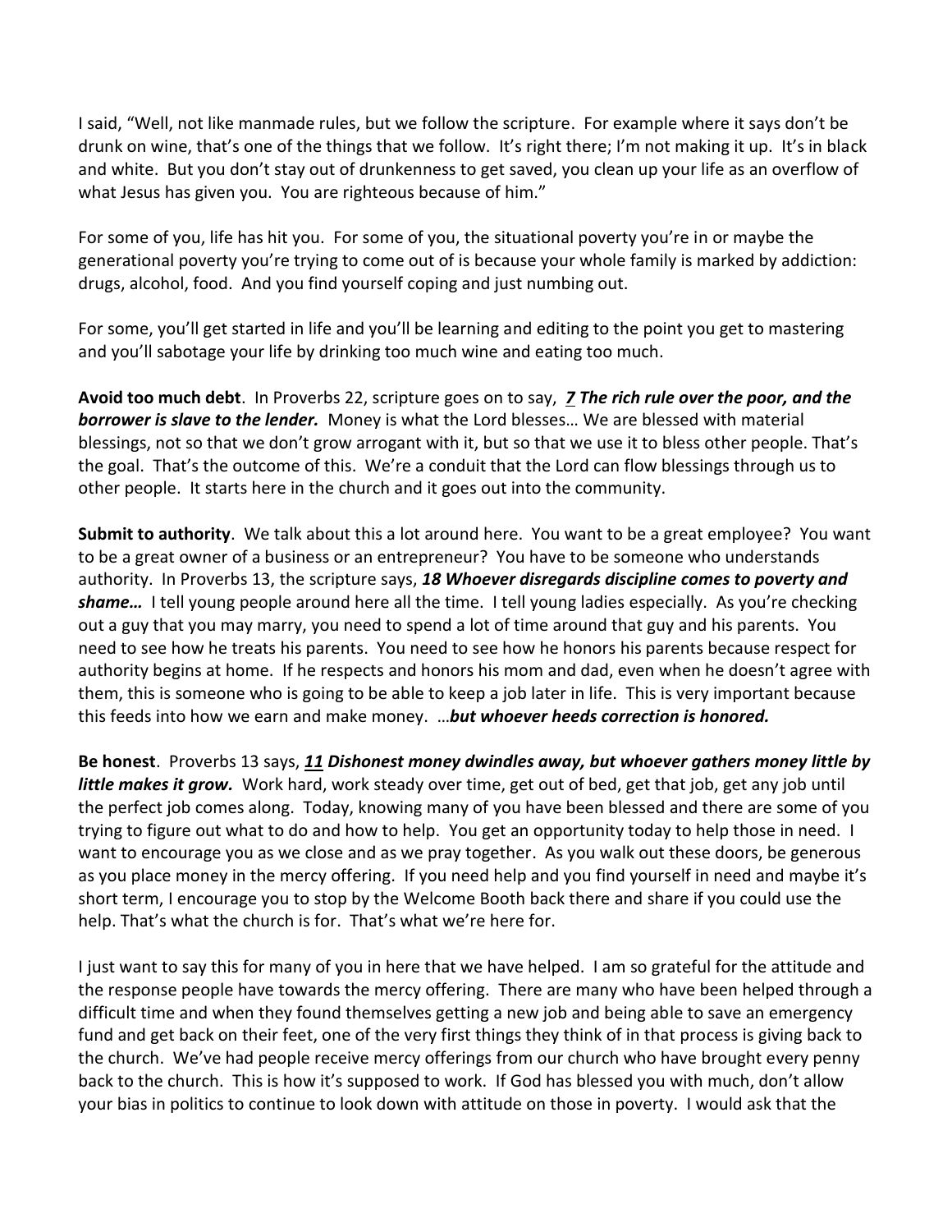I said, "Well, not like manmade rules, but we follow the scripture. For example where it says don't be drunk on wine, that's one of the things that we follow. It's right there; I'm not making it up. It's in black and white. But you don't stay out of drunkenness to get saved, you clean up your life as an overflow of what Jesus has given you. You are righteous because of him."

For some of you, life has hit you. For some of you, the situational poverty you're in or maybe the generational poverty you're trying to come out of is because your whole family is marked by addiction: drugs, alcohol, food. And you find yourself coping and just numbing out.

For some, you'll get started in life and you'll be learning and editing to the point you get to mastering and you'll sabotage your life by drinking too much wine and eating too much.

**Avoid too much debt**. In Proverbs 22, scripture goes on to say, ***7 The rich rule over the poor, and the borrower is slave to the lender.*** Money is what the Lord blesses… We are blessed with material blessings, not so that we don't grow arrogant with it, but so that we use it to bless other people. That's the goal. That's the outcome of this. We're a conduit that the Lord can flow blessings through us to other people. It starts here in the church and it goes out into the community.

**Submit to authority**. We talk about this a lot around here. You want to be a great employee? You want to be a great owner of a business or an entrepreneur? You have to be someone who understands authority. In Proverbs 13, the scripture says, ***18 Whoever disregards discipline comes to poverty and shame…*** I tell young people around here all the time. I tell young ladies especially. As you're checking out a guy that you may marry, you need to spend a lot of time around that guy and his parents. You need to see how he treats his parents. You need to see how he honors his parents because respect for authority begins at home. If he respects and honors his mom and dad, even when he doesn't agree with them, this is someone who is going to be able to keep a job later in life. This is very important because this feeds into how we earn and make money. …***but whoever heeds correction is honored.***

**Be honest**. Proverbs 13 says, ***11 Dishonest money dwindles away, but whoever gathers money little by little makes it grow.*** Work hard, work steady over time, get out of bed, get that job, get any job until the perfect job comes along. Today, knowing many of you have been blessed and there are some of you trying to figure out what to do and how to help. You get an opportunity today to help those in need. I want to encourage you as we close and as we pray together. As you walk out these doors, be generous as you place money in the mercy offering. If you need help and you find yourself in need and maybe it's short term, I encourage you to stop by the Welcome Booth back there and share if you could use the help. That's what the church is for. That's what we're here for.

I just want to say this for many of you in here that we have helped. I am so grateful for the attitude and the response people have towards the mercy offering. There are many who have been helped through a difficult time and when they found themselves getting a new job and being able to save an emergency fund and get back on their feet, one of the very first things they think of in that process is giving back to the church. We've had people receive mercy offerings from our church who have brought every penny back to the church. This is how it's supposed to work. If God has blessed you with much, don't allow your bias in politics to continue to look down with attitude on those in poverty. I would ask that the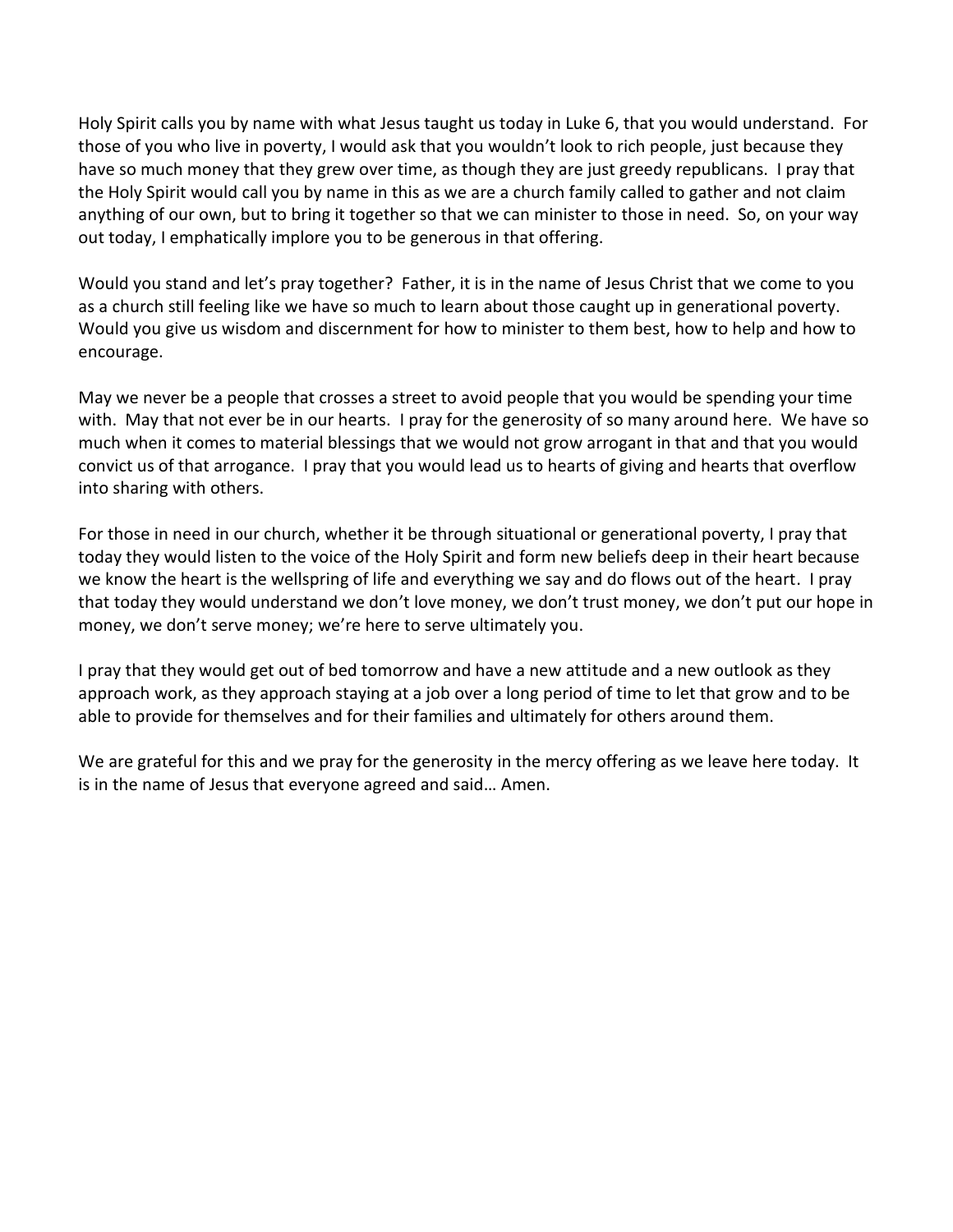Holy Spirit calls you by name with what Jesus taught us today in Luke 6, that you would understand. For those of you who live in poverty, I would ask that you wouldn't look to rich people, just because they have so much money that they grew over time, as though they are just greedy republicans. I pray that the Holy Spirit would call you by name in this as we are a church family called to gather and not claim anything of our own, but to bring it together so that we can minister to those in need. So, on your way out today, I emphatically implore you to be generous in that offering.

Would you stand and let's pray together? Father, it is in the name of Jesus Christ that we come to you as a church still feeling like we have so much to learn about those caught up in generational poverty. Would you give us wisdom and discernment for how to minister to them best, how to help and how to encourage.

May we never be a people that crosses a street to avoid people that you would be spending your time with. May that not ever be in our hearts. I pray for the generosity of so many around here. We have so much when it comes to material blessings that we would not grow arrogant in that and that you would convict us of that arrogance. I pray that you would lead us to hearts of giving and hearts that overflow into sharing with others.

For those in need in our church, whether it be through situational or generational poverty, I pray that today they would listen to the voice of the Holy Spirit and form new beliefs deep in their heart because we know the heart is the wellspring of life and everything we say and do flows out of the heart. I pray that today they would understand we don't love money, we don't trust money, we don't put our hope in money, we don't serve money; we're here to serve ultimately you.

I pray that they would get out of bed tomorrow and have a new attitude and a new outlook as they approach work, as they approach staying at a job over a long period of time to let that grow and to be able to provide for themselves and for their families and ultimately for others around them.

We are grateful for this and we pray for the generosity in the mercy offering as we leave here today. It is in the name of Jesus that everyone agreed and said… Amen.